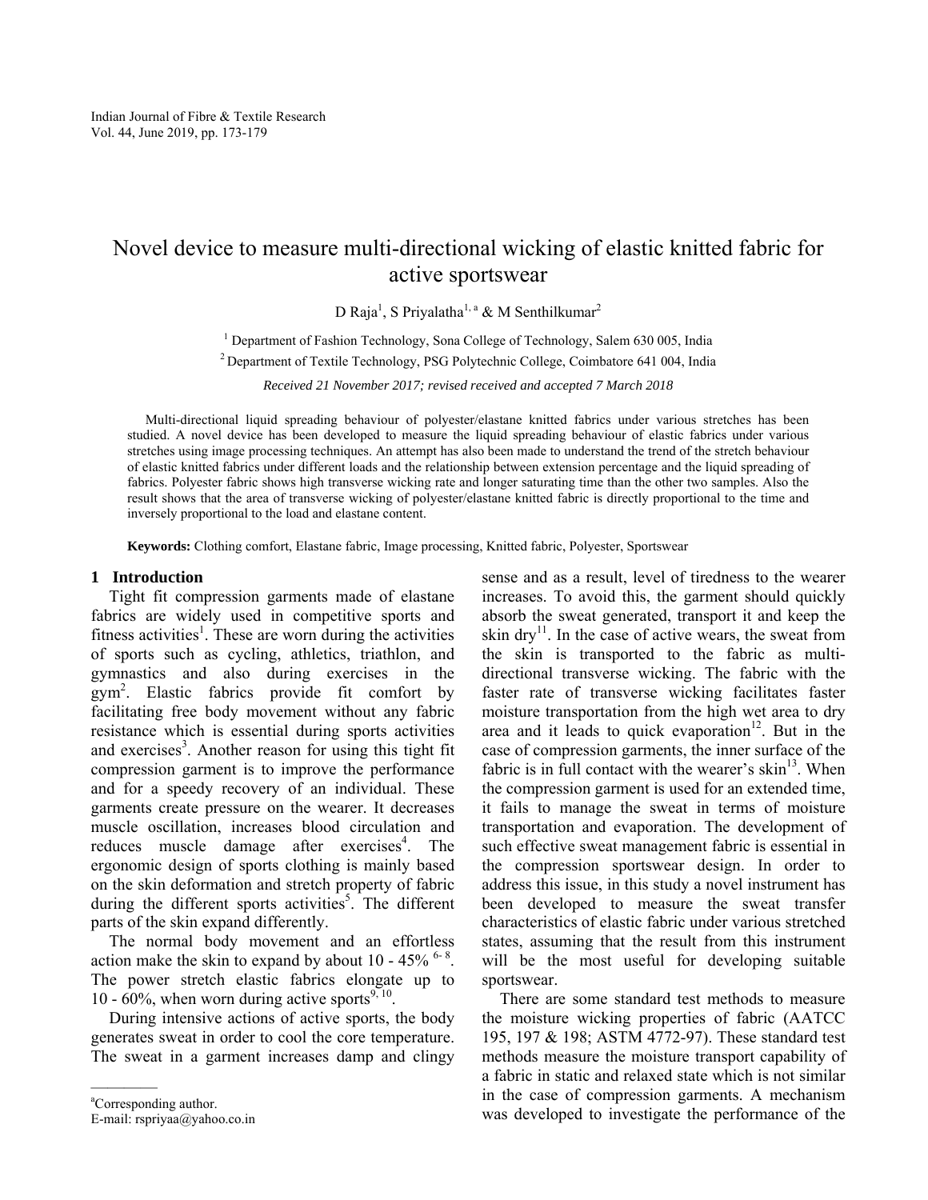# Novel device to measure multi-directional wicking of elastic knitted fabric for active sportswear

D Raja[1], S Priyalatha[1, a] & M Senthilkumar[2]

[1] Department of Fashion Technology, Sona College of Technology, Salem 630 005, India

[2] Department of Textile Technology, PSG Polytechnic College, Coimbatore 641 004, India

*Received 21 November 2017; revised received and accepted 7 March 2018*

Multi-directional liquid spreading behaviour of polyester/elastane knitted fabrics under various stretches has been studied. A novel device has been developed to measure the liquid spreading behaviour of elastic fabrics under various stretches using image processing techniques. An attempt has also been made to understand the trend of the stretch behaviour of elastic knitted fabrics under different loads and the relationship between extension percentage and the liquid spreading of fabrics. Polyester fabric shows high transverse wicking rate and longer saturating time than the other two samples. Also the result shows that the area of transverse wicking of polyester/elastane knitted fabric is directly proportional to the time and inversely proportional to the load and elastane content.

**Keywords:** Clothing comfort, Elastane fabric, Image processing, Knitted fabric, Polyester, Sportswear

## 1 Introduction

Tight fit compression garments made of elastane fabrics are widely used in competitive sports and fitness activities[1]. These are worn during the activities of sports such as cycling, athletics, triathlon, and gymnastics and also during exercises in the gym[2]. Elastic fabrics provide fit comfort by facilitating free body movement without any fabric resistance which is essential during sports activities and exercises[3]. Another reason for using this tight fit compression garment is to improve the performance and for a speedy recovery of an individual. These garments create pressure on the wearer. It decreases muscle oscillation, increases blood circulation and reduces muscle damage after exercises[4]. The ergonomic design of sports clothing is mainly based on the skin deformation and stretch property of fabric during the different sports activities[5]. The different parts of the skin expand differently.

The normal body movement and an effortless action make the skin to expand by about 10 - 45% [6-8]. The power stretch elastic fabrics elongate up to 10 - 60%, when worn during active sports[9, 10].

During intensive actions of active sports, the body generates sweat in order to cool the core temperature. The sweat in a garment increases damp and clingy sense and as a result, level of tiredness to the wearer increases. To avoid this, the garment should quickly absorb the sweat generated, transport it and keep the skin dry[11]. In the case of active wears, the sweat from the skin is transported to the fabric as multi-directional transverse wicking. The fabric with the faster rate of transverse wicking facilitates faster moisture transportation from the high wet area to dry area and it leads to quick evaporation[12]. But in the case of compression garments, the inner surface of the fabric is in full contact with the wearer's skin[13]. When the compression garment is used for an extended time, it fails to manage the sweat in terms of moisture transportation and evaporation. The development of such effective sweat management fabric is essential in the compression sportswear design. In order to address this issue, in this study a novel instrument has been developed to measure the sweat transfer characteristics of elastic fabric under various stretched states, assuming that the result from this instrument will be the most useful for developing suitable sportswear.

There are some standard test methods to measure the moisture wicking properties of fabric (AATCC 195, 197 & 198; ASTM 4772-97). These standard test methods measure the moisture transport capability of a fabric in static and relaxed state which is not similar in the case of compression garments. A mechanism was developed to investigate the performance of the

---

[a] Corresponding author.
E-mail: rspriyaa@yahoo.co.in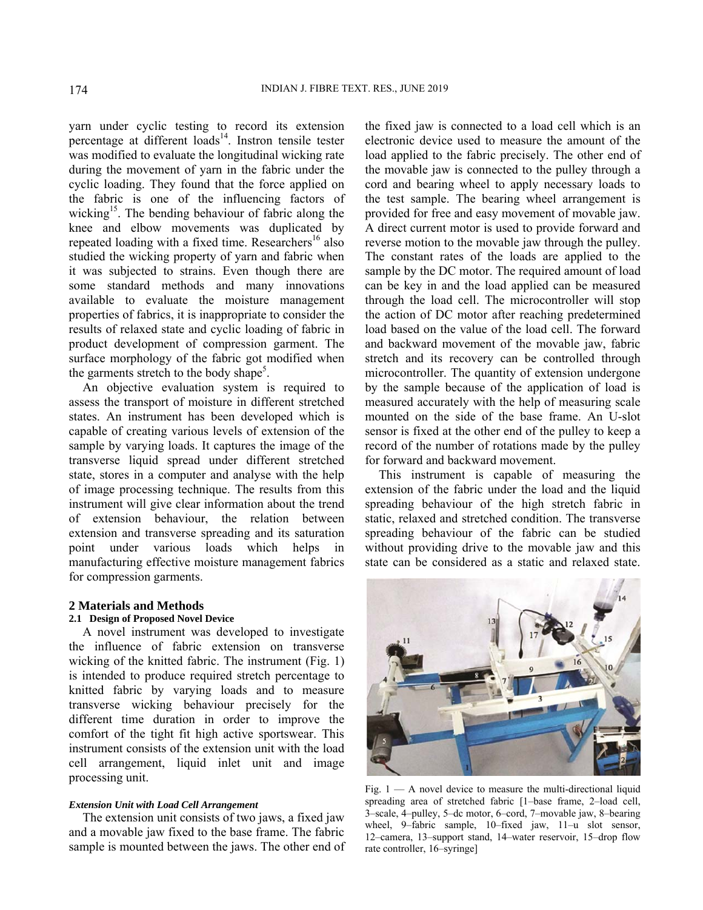yarn under cyclic testing to record its extension percentage at different loads[14]. Instron tensile tester was modified to evaluate the longitudinal wicking rate during the movement of yarn in the fabric under the cyclic loading. They found that the force applied on the fabric is one of the influencing factors of wicking[15]. The bending behaviour of fabric along the knee and elbow movements was duplicated by repeated loading with a fixed time. Researchers[16] also studied the wicking property of yarn and fabric when it was subjected to strains. Even though there are some standard methods and many innovations available to evaluate the moisture management properties of fabrics, it is inappropriate to consider the results of relaxed state and cyclic loading of fabric in product development of compression garment. The surface morphology of the fabric got modified when the garments stretch to the body shape[5].

An objective evaluation system is required to assess the transport of moisture in different stretched states. An instrument has been developed which is capable of creating various levels of extension of the sample by varying loads. It captures the image of the transverse liquid spread under different stretched state, stores in a computer and analyse with the help of image processing technique. The results from this instrument will give clear information about the trend of extension behaviour, the relation between extension and transverse spreading and its saturation point under various loads which helps in manufacturing effective moisture management fabrics for compression garments.

## 2 Materials and Methods

### 2.1 Design of Proposed Novel Device

A novel instrument was developed to investigate the influence of fabric extension on transverse wicking of the knitted fabric. The instrument (Fig. 1) is intended to produce required stretch percentage to knitted fabric by varying loads and to measure transverse wicking behaviour precisely for the different time duration in order to improve the comfort of the tight fit high active sportswear. This instrument consists of the extension unit with the load cell arrangement, liquid inlet unit and image processing unit.

#### *Extension Unit with Load Cell Arrangement*

The extension unit consists of two jaws, a fixed jaw and a movable jaw fixed to the base frame. The fabric sample is mounted between the jaws. The other end of the fixed jaw is connected to a load cell which is an electronic device used to measure the amount of the load applied to the fabric precisely. The other end of the movable jaw is connected to the pulley through a cord and bearing wheel to apply necessary loads to the test sample. The bearing wheel arrangement is provided for free and easy movement of movable jaw. A direct current motor is used to provide forward and reverse motion to the movable jaw through the pulley. The constant rates of the loads are applied to the sample by the DC motor. The required amount of load can be key in and the load applied can be measured through the load cell. The microcontroller will stop the action of DC motor after reaching predetermined load based on the value of the load cell. The forward and backward movement of the movable jaw, fabric stretch and its recovery can be controlled through microcontroller. The quantity of extension undergone by the sample because of the application of load is measured accurately with the help of measuring scale mounted on the side of the base frame. An U-slot sensor is fixed at the other end of the pulley to keep a record of the number of rotations made by the pulley for forward and backward movement.

This instrument is capable of measuring the extension of the fabric under the load and the liquid spreading behaviour of the high stretch fabric in static, relaxed and stretched condition. The transverse spreading behaviour of the fabric can be studied without providing drive to the movable jaw and this state can be considered as a static and relaxed state.

Fig. 1 — A novel device to measure the multi-directional liquid spreading area of stretched fabric [1–base frame, 2–load cell, 3–scale, 4–pulley, 5–dc motor, 6–cord, 7–movable jaw, 8–bearing wheel, 9–fabric sample, 10–fixed jaw, 11–u slot sensor, 12–camera, 13–support stand, 14–water reservoir, 15–drop flow rate controller, 16–syringe]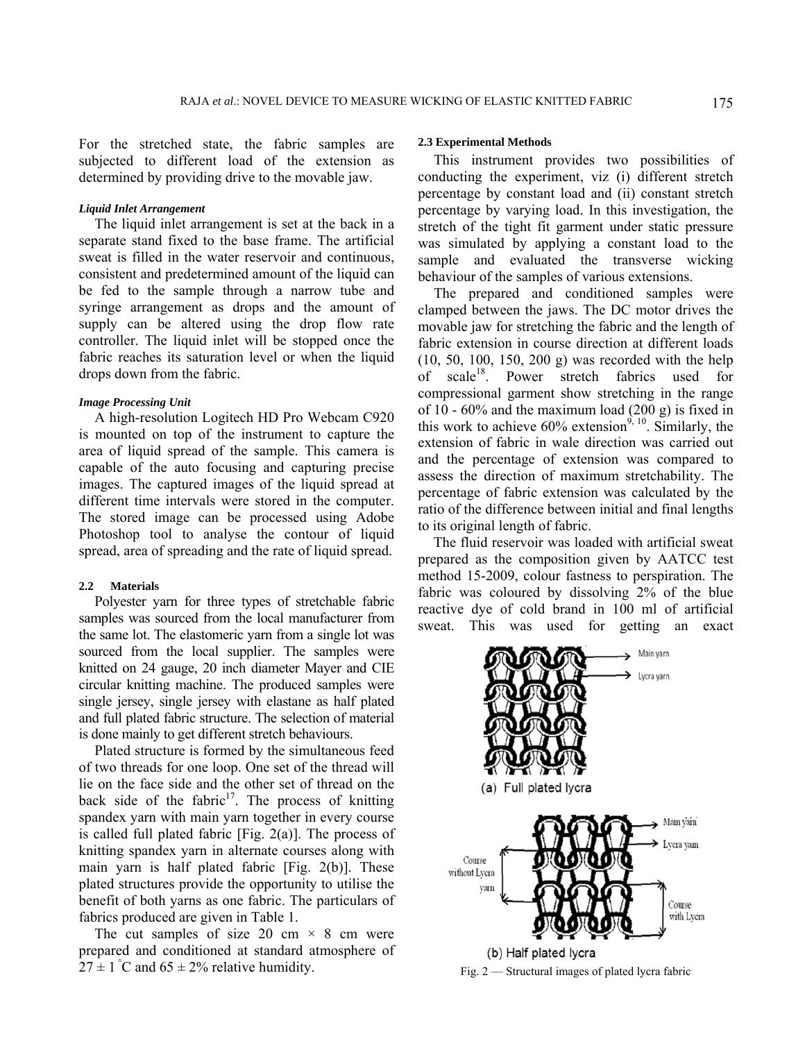For the stretched state, the fabric samples are subjected to different load of the extension as determined by providing drive to the movable jaw.

#### *Liquid Inlet Arrangement*

The liquid inlet arrangement is set at the back in a separate stand fixed to the base frame. The artificial sweat is filled in the water reservoir and continuous, consistent and predetermined amount of the liquid can be fed to the sample through a narrow tube and syringe arrangement as drops and the amount of supply can be altered using the drop flow rate controller. The liquid inlet will be stopped once the fabric reaches its saturation level or when the liquid drops down from the fabric.

#### *Image Processing Unit*

A high-resolution Logitech HD Pro Webcam C920 is mounted on top of the instrument to capture the area of liquid spread of the sample. This camera is capable of the auto focusing and capturing precise images. The captured images of the liquid spread at different time intervals were stored in the computer. The stored image can be processed using Adobe Photoshop tool to analyse the contour of liquid spread, area of spreading and the rate of liquid spread.

### 2.2 Materials

Polyester yarn for three types of stretchable fabric samples was sourced from the local manufacturer from the same lot. The elastomeric yarn from a single lot was sourced from the local supplier. The samples were knitted on 24 gauge, 20 inch diameter Mayer and CIE circular knitting machine. The produced samples were single jersey, single jersey with elastane as half plated and full plated fabric structure. The selection of material is done mainly to get different stretch behaviours.

Plated structure is formed by the simultaneous feed of two threads for one loop. One set of the thread will lie on the face side and the other set of thread on the back side of the fabric[17]. The process of knitting spandex yarn with main yarn together in every course is called full plated fabric [Fig. 2(a)]. The process of knitting spandex yarn in alternate courses along with main yarn is half plated fabric [Fig. 2(b)]. These plated structures provide the opportunity to utilise the benefit of both yarns as one fabric. The particulars of fabrics produced are given in Table 1.

The cut samples of size 20 cm × 8 cm were prepared and conditioned at standard atmosphere of $27 \pm 1\,^{\circ}$C and $65 \pm 2\%$ relative humidity.

### 2.3 Experimental Methods

This instrument provides two possibilities of conducting the experiment, viz (i) different stretch percentage by constant load and (ii) constant stretch percentage by varying load. In this investigation, the stretch of the tight fit garment under static pressure was simulated by applying a constant load to the sample and evaluated the transverse wicking behaviour of the samples of various extensions.

The prepared and conditioned samples were clamped between the jaws. The DC motor drives the movable jaw for stretching the fabric and the length of fabric extension in course direction at different loads (10, 50, 100, 150, 200 g) was recorded with the help of scale[18]. Power stretch fabrics used for compressional garment show stretching in the range of 10 - 60% and the maximum load (200 g) is fixed in this work to achieve 60% extension[9, 10]. Similarly, the extension of fabric in wale direction was carried out and the percentage of extension was compared to assess the direction of maximum stretchability. The percentage of fabric extension was calculated by the ratio of the difference between initial and final lengths to its original length of fabric.

The fluid reservoir was loaded with artificial sweat prepared as the composition given by AATCC test method 15-2009, colour fastness to perspiration. The fabric was coloured by dissolving 2% of the blue reactive dye of cold brand in 100 ml of artificial sweat. This was used for getting an exact

(a) Full plated lycra

(b) Half plated lycra

Fig. 2 — Structural images of plated lycra fabric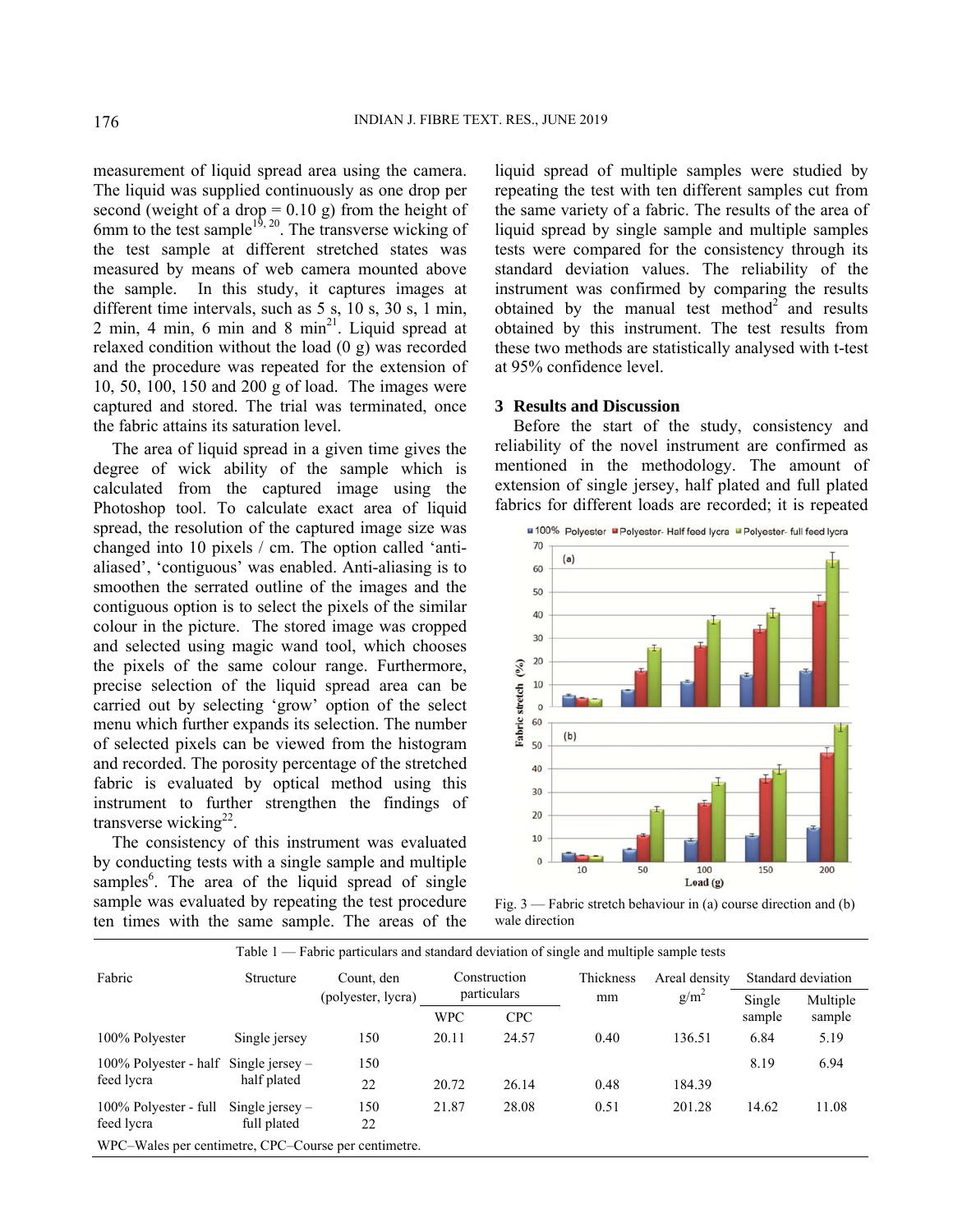measurement of liquid spread area using the camera. The liquid was supplied continuously as one drop per second (weight of a drop = 0.10 g) from the height of 6mm to the test sample[19, 20]. The transverse wicking of the test sample at different stretched states was measured by means of web camera mounted above the sample. In this study, it captures images at different time intervals, such as 5 s, 10 s, 30 s, 1 min, 2 min, 4 min, 6 min and 8 min[21]. Liquid spread at relaxed condition without the load (0 g) was recorded and the procedure was repeated for the extension of 10, 50, 100, 150 and 200 g of load. The images were captured and stored. The trial was terminated, once the fabric attains its saturation level.

The area of liquid spread in a given time gives the degree of wick ability of the sample which is calculated from the captured image using the Photoshop tool. To calculate exact area of liquid spread, the resolution of the captured image size was changed into 10 pixels / cm. The option called 'anti-aliased', 'contiguous' was enabled. Anti-aliasing is to smoothen the serrated outline of the images and the contiguous option is to select the pixels of the similar colour in the picture. The stored image was cropped and selected using magic wand tool, which chooses the pixels of the same colour range. Furthermore, precise selection of the liquid spread area can be carried out by selecting 'grow' option of the select menu which further expands its selection. The number of selected pixels can be viewed from the histogram and recorded. The porosity percentage of the stretched fabric is evaluated by optical method using this instrument to further strengthen the findings of transverse wicking[22].

The consistency of this instrument was evaluated by conducting tests with a single sample and multiple samples[6]. The area of the liquid spread of single sample was evaluated by repeating the test procedure ten times with the same sample. The areas of the liquid spread of multiple samples were studied by repeating the test with ten different samples cut from the same variety of a fabric. The results of the area of liquid spread by single sample and multiple samples tests were compared for the consistency through its standard deviation values. The reliability of the instrument was confirmed by comparing the results obtained by the manual test method[2] and results obtained by this instrument. The test results from these two methods are statistically analysed with t-test at 95% confidence level.

## 3 Results and Discussion

Before the start of the study, consistency and reliability of the novel instrument are confirmed as mentioned in the methodology. The amount of extension of single jersey, half plated and full plated fabrics for different loads are recorded; it is repeated

Fig. 3 — Fabric stretch behaviour in (a) course direction and (b) wale direction

Table 1 — Fabric particulars and standard deviation of single and multiple sample tests

| Fabric | Structure | Count, den (polyester, lycra) | Construction particulars | | Thickness mm | Areal density g/m$^2$ | Standard deviation | |
|---|---|---|---|---|---|---|---|---|
| | | | WPC | CPC | | | Single sample | Multiple sample |
| 100% Polyester | Single jersey | 150 | 20.11 | 24.57 | 0.40 | 136.51 | 6.84 | 5.19 |
| 100% Polyester - half feed lycra | Single jersey – half plated | 150<br>22 | 20.72 | 26.14 | 0.48 | 184.39 | 8.19 | 6.94 |
| 100% Polyester - full feed lycra | Single jersey – full plated | 150<br>22 | 21.87 | 28.08 | 0.51 | 201.28 | 14.62 | 11.08 |

WPC–Wales per centimetre, CPC–Course per centimetre.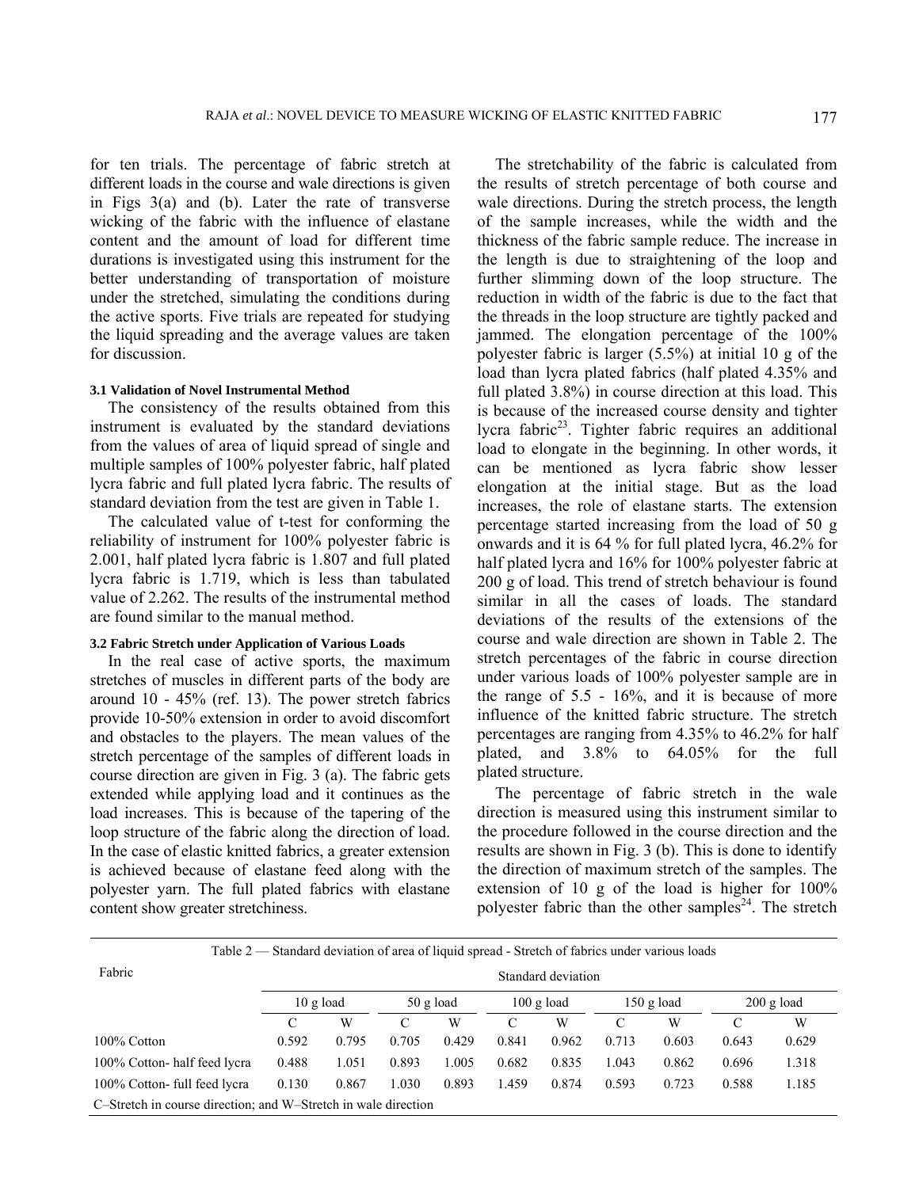for ten trials. The percentage of fabric stretch at different loads in the course and wale directions is given in Figs 3(a) and (b). Later the rate of transverse wicking of the fabric with the influence of elastane content and the amount of load for different time durations is investigated using this instrument for the better understanding of transportation of moisture under the stretched, simulating the conditions during the active sports. Five trials are repeated for studying the liquid spreading and the average values are taken for discussion.

### 3.1 Validation of Novel Instrumental Method

The consistency of the results obtained from this instrument is evaluated by the standard deviations from the values of area of liquid spread of single and multiple samples of 100% polyester fabric, half plated lycra fabric and full plated lycra fabric. The results of standard deviation from the test are given in Table 1.

The calculated value of t-test for conforming the reliability of instrument for 100% polyester fabric is 2.001, half plated lycra fabric is 1.807 and full plated lycra fabric is 1.719, which is less than tabulated value of 2.262. The results of the instrumental method are found similar to the manual method.

### 3.2 Fabric Stretch under Application of Various Loads

In the real case of active sports, the maximum stretches of muscles in different parts of the body are around 10 - 45% (ref. 13). The power stretch fabrics provide 10-50% extension in order to avoid discomfort and obstacles to the players. The mean values of the stretch percentage of the samples of different loads in course direction are given in Fig. 3 (a). The fabric gets extended while applying load and it continues as the load increases. This is because of the tapering of the loop structure of the fabric along the direction of load. In the case of elastic knitted fabrics, a greater extension is achieved because of elastane feed along with the polyester yarn. The full plated fabrics with elastane content show greater stretchiness.

The stretchability of the fabric is calculated from the results of stretch percentage of both course and wale directions. During the stretch process, the length of the sample increases, while the width and the thickness of the fabric sample reduce. The increase in the length is due to straightening of the loop and further slimming down of the loop structure. The reduction in width of the fabric is due to the fact that the threads in the loop structure are tightly packed and jammed. The elongation percentage of the 100% polyester fabric is larger (5.5%) at initial 10 g of the load than lycra plated fabrics (half plated 4.35% and full plated 3.8%) in course direction at this load. This is because of the increased course density and tighter lycra fabric[23]. Tighter fabric requires an additional load to elongate in the beginning. In other words, it can be mentioned as lycra fabric show lesser elongation at the initial stage. But as the load increases, the role of elastane starts. The extension percentage started increasing from the load of 50 g onwards and it is 64 % for full plated lycra, 46.2% for half plated lycra and 16% for 100% polyester fabric at 200 g of load. This trend of stretch behaviour is found similar in all the cases of loads. The standard deviations of the results of the extensions of the course and wale direction are shown in Table 2. The stretch percentages of the fabric in course direction under various loads of 100% polyester sample are in the range of 5.5 - 16%, and it is because of more influence of the knitted fabric structure. The stretch percentages are ranging from 4.35% to 46.2% for half plated, and 3.8% to 64.05% for the full plated structure.

The percentage of fabric stretch in the wale direction is measured using this instrument similar to the procedure followed in the course direction and the results are shown in Fig. 3 (b). This is done to identify the direction of maximum stretch of the samples. The extension of 10 g of the load is higher for 100% polyester fabric than the other samples[24]. The stretch

Table 2 — Standard deviation of area of liquid spread - Stretch of fabrics under various loads

| Fabric | Standard deviation | | | | | | | | | |
|---|---|---|---|---|---|---|---|---|---|---|
| | 10 g load | | 50 g load | | 100 g load | | 150 g load | | 200 g load | |
| | C | W | C | W | C | W | C | W | C | W |
| 100% Cotton | 0.592 | 0.795 | 0.705 | 0.429 | 0.841 | 0.962 | 0.713 | 0.603 | 0.643 | 0.629 |
| 100% Cotton- half feed lycra | 0.488 | 1.051 | 0.893 | 1.005 | 0.682 | 0.835 | 1.043 | 0.862 | 0.696 | 1.318 |
| 100% Cotton- full feed lycra | 0.130 | 0.867 | 1.030 | 0.893 | 1.459 | 0.874 | 0.593 | 0.723 | 0.588 | 1.185 |

C–Stretch in course direction; and W–Stretch in wale direction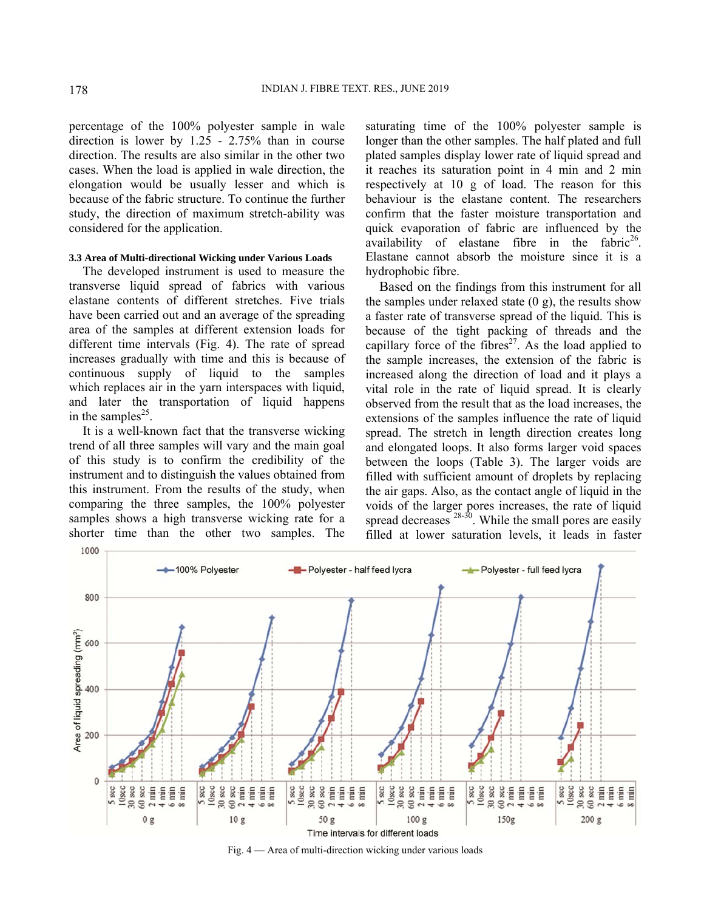percentage of the 100% polyester sample in wale direction is lower by 1.25 - 2.75% than in course direction. The results are also similar in the other two cases. When the load is applied in wale direction, the elongation would be usually lesser and which is because of the fabric structure. To continue the further study, the direction of maximum stretch-ability was considered for the application.

### 3.3 Area of Multi-directional Wicking under Various Loads

The developed instrument is used to measure the transverse liquid spread of fabrics with various elastane contents of different stretches. Five trials have been carried out and an average of the spreading area of the samples at different extension loads for different time intervals (Fig. 4). The rate of spread increases gradually with time and this is because of continuous supply of liquid to the samples which replaces air in the yarn interspaces with liquid, and later the transportation of liquid happens in the samples[25].

It is a well-known fact that the transverse wicking trend of all three samples will vary and the main goal of this study is to confirm the credibility of the instrument and to distinguish the values obtained from this instrument. From the results of the study, when comparing the three samples, the 100% polyester samples shows a high transverse wicking rate for a shorter time than the other two samples. The saturating time of the 100% polyester sample is longer than the other samples. The half plated and full plated samples display lower rate of liquid spread and it reaches its saturation point in 4 min and 2 min respectively at 10 g of load. The reason for this behaviour is the elastane content. The researchers confirm that the faster moisture transportation and quick evaporation of fabric are influenced by the availability of elastane fibre in the fabric[26]. Elastane cannot absorb the moisture since it is a hydrophobic fibre.

Based on the findings from this instrument for all the samples under relaxed state (0 g), the results show a faster rate of transverse spread of the liquid. This is because of the tight packing of threads and the capillary force of the fibres[27]. As the load applied to the sample increases, the extension of the fabric is increased along the direction of load and it plays a vital role in the rate of liquid spread. It is clearly observed from the result that as the load increases, the extensions of the samples influence the rate of liquid spread. The stretch in length direction creates long and elongated loops. It also forms larger void spaces between the loops (Table 3). The larger voids are filled with sufficient amount of droplets by replacing the air gaps. Also, as the contact angle of liquid in the voids of the larger pores increases, the rate of liquid spread decreases [28-30]. While the small pores are easily filled at lower saturation levels, it leads in faster

Fig. 4 — Area of multi-direction wicking under various loads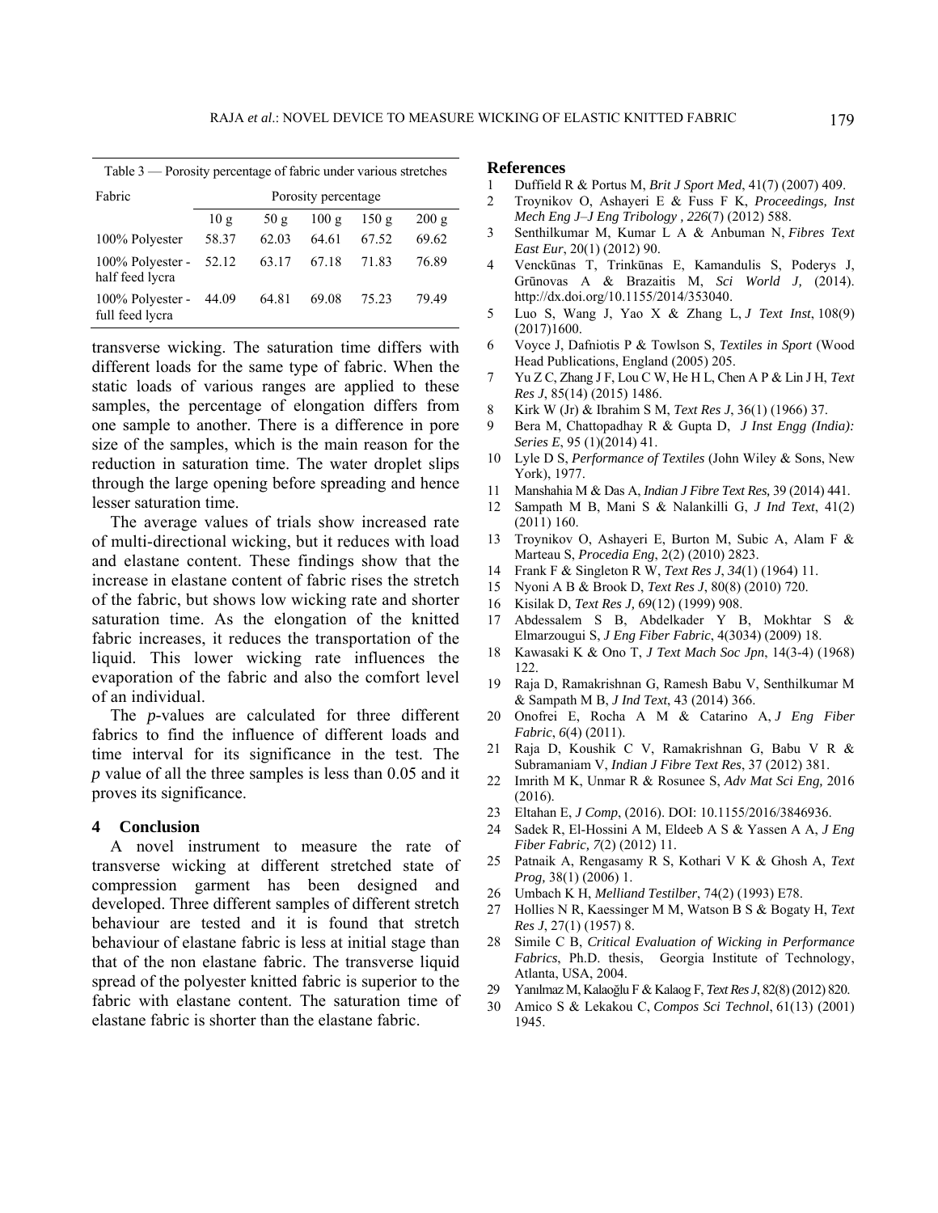Table 3 — Porosity percentage of fabric under various stretches

| Fabric | Porosity percentage | | | | |
|---|---|---|---|---|---|
| | 10 g | 50 g | 100 g | 150 g | 200 g |
| 100% Polyester | 58.37 | 62.03 | 64.61 | 67.52 | 69.62 |
| 100% Polyester - half feed lycra | 52.12 | 63.17 | 67.18 | 71.83 | 76.89 |
| 100% Polyester - full feed lycra | 44.09 | 64.81 | 69.08 | 75.23 | 79.49 |

transverse wicking. The saturation time differs with different loads for the same type of fabric. When the static loads of various ranges are applied to these samples, the percentage of elongation differs from one sample to another. There is a difference in pore size of the samples, which is the main reason for the reduction in saturation time. The water droplet slips through the large opening before spreading and hence lesser saturation time.

The average values of trials show increased rate of multi-directional wicking, but it reduces with load and elastane content. These findings show that the increase in elastane content of fabric rises the stretch of the fabric, but shows low wicking rate and shorter saturation time. As the elongation of the knitted fabric increases, it reduces the transportation of the liquid. This lower wicking rate influences the evaporation of the fabric and also the comfort level of an individual.

The *p*-values are calculated for three different fabrics to find the influence of different loads and time interval for its significance in the test. The *p* value of all the three samples is less than 0.05 and it proves its significance.

## 4 Conclusion

A novel instrument to measure the rate of transverse wicking at different stretched state of compression garment has been designed and developed. Three different samples of different stretch behaviour are tested and it is found that stretch behaviour of elastane fabric is less at initial stage than that of the non elastane fabric. The transverse liquid spread of the polyester knitted fabric is superior to the fabric with elastane content. The saturation time of elastane fabric is shorter than the elastane fabric.

## References

1. Duffield R & Portus M, *Brit J Sport Med*, 41(7) (2007) 409.
2. Troynikov O, Ashayeri E & Fuss F K, *Proceedings, Inst Mech Eng J–J Eng Tribology , 226*(7) (2012) 588.
3. Senthilkumar M, Kumar L A & Anbuman N, *Fibres Text East Eur*, 20(1) (2012) 90.
4. Venckūnas T, Trinkūnas E, Kamandulis S, Poderys J, Grūnovas A & Brazaitis M, *Sci World J,* (2014). http://dx.doi.org/10.1155/2014/353040.
5. Luo S, Wang J, Yao X & Zhang L, *J Text Inst*, 108(9) (2017)1600.
6. Voyce J, Dafniotis P & Towlson S, *Textiles in Sport* (Wood Head Publications, England (2005) 205.
7. Yu Z C, Zhang J F, Lou C W, He H L, Chen A P & Lin J H, *Text Res J*, 85(14) (2015) 1486.
8. Kirk W (Jr) & Ibrahim S M, *Text Res J*, 36(1) (1966) 37.
9. Bera M, Chattopadhay R & Gupta D, *J Inst Engg (India): Series E*, 95 (1)(2014) 41.
10. Lyle D S, *Performance of Textiles* (John Wiley & Sons, New York), 1977.
11. Manshahia M & Das A, *Indian J Fibre Text Res,* 39 (2014) 441.
12. Sampath M B, Mani S & Nalankilli G, *J Ind Text*, 41(2) (2011) 160.
13. Troynikov O, Ashayeri E, Burton M, Subic A, Alam F & Marteau S, *Procedia Eng*, 2(2) (2010) 2823.
14. Frank F & Singleton R W, *Text Res J*, *34*(1) (1964) 11.
15. Nyoni A B & Brook D, *Text Res J*, 80(8) (2010) 720.
16. Kisilak D, *Text Res J*, 69(12) (1999) 908.
17. Abdessalem S B, Abdelkader Y B, Mokhtar S & Elmarzougui S, *J Eng Fiber Fabric*, 4(3034) (2009) 18.
18. Kawasaki K & Ono T, *J Text Mach Soc Jpn*, 14(3-4) (1968) 122.
19. Raja D, Ramakrishnan G, Ramesh Babu V, Senthilkumar M & Sampath M B, *J Ind Text*, 43 (2014) 366.
20. Onofrei E, Rocha A M & Catarino A, *J Eng Fiber Fabric*, *6*(4) (2011).
21. Raja D, Koushik C V, Ramakrishnan G, Babu V R & Subramaniam V, *Indian J Fibre Text Res*, 37 (2012) 381.
22. Imrith M K, Unmar R & Rosunee S, *Adv Mat Sci Eng,* 2016 (2016).
23. Eltahan E, *J Comp*, (2016). DOI: 10.1155/2016/3846936.
24. Sadek R, El-Hossini A M, Eldeeb A S & Yassen A A, *J Eng Fiber Fabric, 7*(2) (2012) 11.
25. Patnaik A, Rengasamy R S, Kothari V K & Ghosh A, *Text Prog,* 38(1) (2006) 1.
26. Umbach K H, *Melliand Testilber*, 74(2) (1993) E78.
27. Hollies N R, Kaessinger M M, Watson B S & Bogaty H, *Text Res J*, 27(1) (1957) 8.
28. Simile C B, *Critical Evaluation of Wicking in Performance Fabrics*, Ph.D. thesis, Georgia Institute of Technology, Atlanta, USA, 2004.
29. Yanılmaz M, Kalaoğlu F & Kalaog F, *Text Res J*, 82(8) (2012) 820.
30. Amico S & Lekakou C, *Compos Sci Technol*, 61(13) (2001) 1945.